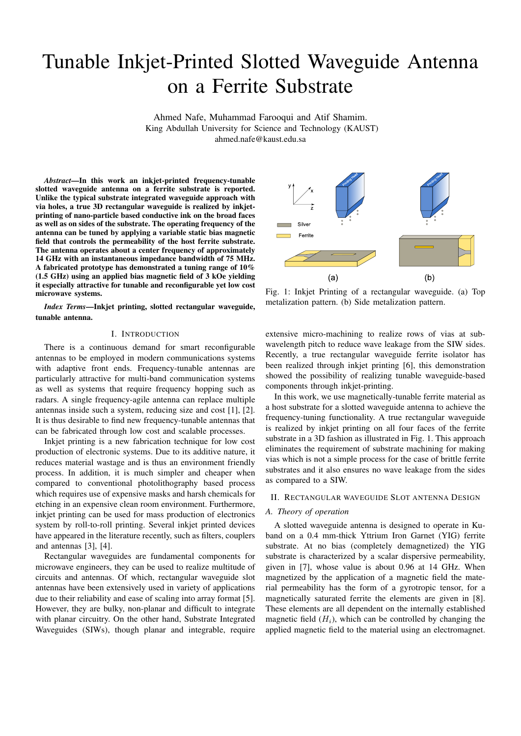# Tunable Inkjet-Printed Slotted Waveguide Antenna on a Ferrite Substrate

Ahmed Nafe, Muhammad Farooqui and Atif Shamim.
King Abdullah University for Science and Technology (KAUST)
ahmed.nafe@kaust.edu.sa

***Abstract*—In this work an inkjet-printed frequency-tunable slotted waveguide antenna on a ferrite substrate is reported. Unlike the typical substrate integrated waveguide approach with via holes, a true 3D rectangular waveguide is realized by inkjet-printing of nano-particle based conductive ink on the broad faces as well as on sides of the substrate. The operating frequency of the antenna can be tuned by applying a variable static bias magnetic field that controls the permeability of the host ferrite substrate. The antenna operates about a center frequency of approximately 14 GHz with an instantaneous impedance bandwidth of 75 MHz. A fabricated prototype has demonstrated a tuning range of 10% (1.5 GHz) using an applied bias magnetic field of 3 kOe yielding it especially attractive for tunable and reconfigurable yet low cost microwave systems.**

***Index Terms*—Inkjet printing, slotted rectangular waveguide, tunable antenna.**

## I. Introduction

There is a continuous demand for smart reconfigurable antennas to be employed in modern communications systems with adaptive front ends. Frequency-tunable antennas are particularly attractive for multi-band communication systems as well as systems that require frequency hopping such as radars. A single frequency-agile antenna can replace multiple antennas inside such a system, reducing size and cost [1], [2]. It is thus desirable to find new frequency-tunable antennas that can be fabricated through low cost and scalable processes.

Inkjet printing is a new fabrication technique for low cost production of electronic systems. Due to its additive nature, it reduces material wastage and is thus an environment friendly process. In addition, it is much simpler and cheaper when compared to conventional photolithography based process which requires use of expensive masks and harsh chemicals for etching in an expensive clean room environment. Furthermore, inkjet printing can be used for mass production of electronics system by roll-to-roll printing. Several inkjet printed devices have appeared in the literature recently, such as filters, couplers and antennas [3], [4].

Rectangular waveguides are fundamental components for microwave engineers, they can be used to realize multitude of circuits and antennas. Of which, rectangular waveguide slot antennas have been extensively used in variety of applications due to their reliability and ease of scaling into array format [5]. However, they are bulky, non-planar and difficult to integrate with planar circuitry. On the other hand, Substrate Integrated Waveguides (SIWs), though planar and integrable, require extensive micro-machining to realize rows of vias at sub-wavelength pitch to reduce wave leakage from the SIW sides. Recently, a true rectangular waveguide ferrite isolator has been realized through inkjet printing [6], this demonstration showed the possibility of realizing tunable waveguide-based components through inkjet-printing.

Fig. 1: Inkjet Printing of a rectangular waveguide. (a) Top metalization pattern. (b) Side metalization pattern.

In this work, we use magnetically-tunable ferrite material as a host substrate for a slotted waveguide antenna to achieve the frequency-tuning functionality. A true rectangular waveguide is realized by inkjet printing on all four faces of the ferrite substrate in a 3D fashion as illustrated in Fig. 1. This approach eliminates the requirement of substrate machining for making vias which is not a simple process for the case of brittle ferrite substrates and it also ensures no wave leakage from the sides as compared to a SIW.

## II. Rectangular waveguide Slot Antenna Design

### *A. Theory of operation*

A slotted waveguide antenna is designed to operate in Ku-band on a 0.4 mm-thick Yttrium Iron Garnet (YIG) ferrite substrate. At no bias (completely demagnetized) the YIG substrate is characterized by a scalar dispersive permeability, given in [7], whose value is about 0.96 at 14 GHz. When magnetized by the application of a magnetic field the material permeability has the form of a gyrotropic tensor, for a magnetically saturated ferrite the elements are given in [8]. These elements are all dependent on the internally established magnetic field ($H_i$), which can be controlled by changing the applied magnetic field to the material using an electromagnet.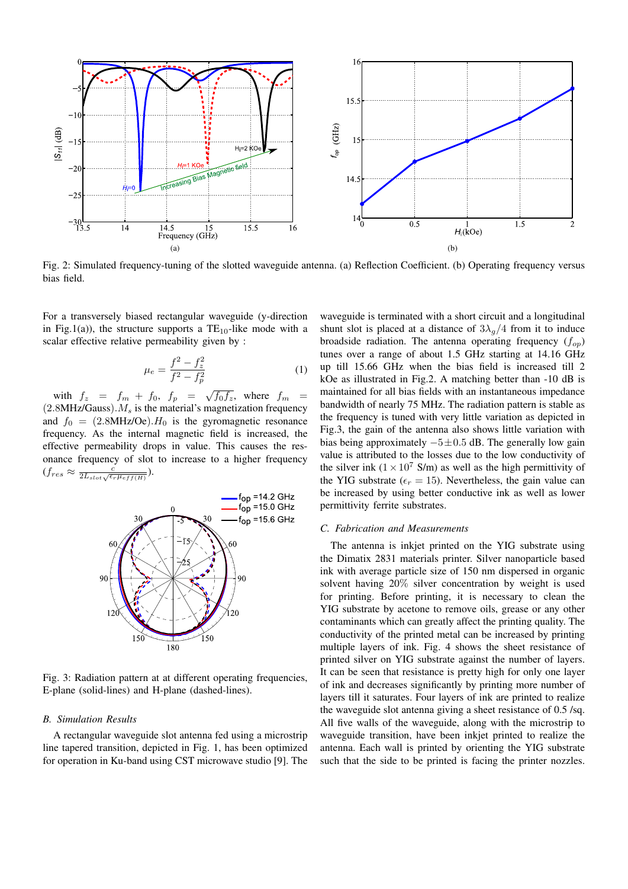Fig. 2: Simulated frequency-tuning of the slotted waveguide antenna. (a) Reflection Coefficient. (b) Operating frequency versus bias field.

For a transversely biased rectangular waveguide (y-direction in Fig.1(a)), the structure supports a $TE_{10}$-like mode with a scalar effective relative permeability given by :

$$\mu_e = \frac{f^2 - f_z^2}{f^2 - f_p^2} \tag{1}$$

with $f_z = f_m + f_0$, $f_p = \sqrt{f_0 f_z}$, where $f_m =$ (2.8MHz/Gauss)$.M_s$ is the material's magnetization frequency and $f_0 =$ (2.8MHz/Oe)$.H_0$ is the gyromagnetic resonance frequency. As the internal magnetic field is increased, the effective permeability drops in value. This causes the resonance frequency of slot to increase to a higher frequency ($f_{res} \approx \frac{c}{2L_{slot}\sqrt{\epsilon_r \mu_{eff(H)}}}$).

Fig. 3: Radiation pattern at at different operating frequencies, E-plane (solid-lines) and H-plane (dashed-lines).

### B. Simulation Results

A rectangular waveguide slot antenna fed using a microstrip line tapered transition, depicted in Fig. 1, has been optimized for operation in Ku-band using CST microwave studio [9]. The waveguide is terminated with a short circuit and a longitudinal shunt slot is placed at a distance of $3\lambda_g/4$ from it to induce broadside radiation. The antenna operating frequency ($f_{op}$) tunes over a range of about 1.5 GHz starting at 14.16 GHz up till 15.66 GHz when the bias field is increased till 2 kOe as illustrated in Fig.2. A matching better than -10 dB is maintained for all bias fields with an instantaneous impedance bandwidth of nearly 75 MHz. The radiation pattern is stable as the frequency is tuned with very little variation as depicted in Fig.3, the gain of the antenna also shows little variation with bias being approximately $-5 \pm 0.5$ dB. The generally low gain value is attributed to the losses due to the low conductivity of the silver ink ($1 \times 10^7$ S/m) as well as the high permittivity of the YIG substrate ($\epsilon_r = 15$). Nevertheless, the gain value can be increased by using better conductive ink as well as lower permittivity ferrite substrates.

### C. Fabrication and Measurements

The antenna is inkjet printed on the YIG substrate using the Dimatix 2831 materials printer. Silver nanoparticle based ink with average particle size of 150 nm dispersed in organic solvent having 20% silver concentration by weight is used for printing. Before printing, it is necessary to clean the YIG substrate by acetone to remove oils, grease or any other contaminants which can greatly affect the printing quality. The conductivity of the printed metal can be increased by printing multiple layers of ink. Fig. 4 shows the sheet resistance of printed silver on YIG substrate against the number of layers. It can be seen that resistance is pretty high for only one layer of ink and decreases significantly by printing more number of layers till it saturates. Four layers of ink are printed to realize the waveguide slot antenna giving a sheet resistance of 0.5 /sq. All five walls of the waveguide, along with the microstrip to waveguide transition, have been inkjet printed to realize the antenna. Each wall is printed by orienting the YIG substrate such that the side to be printed is facing the printer nozzles.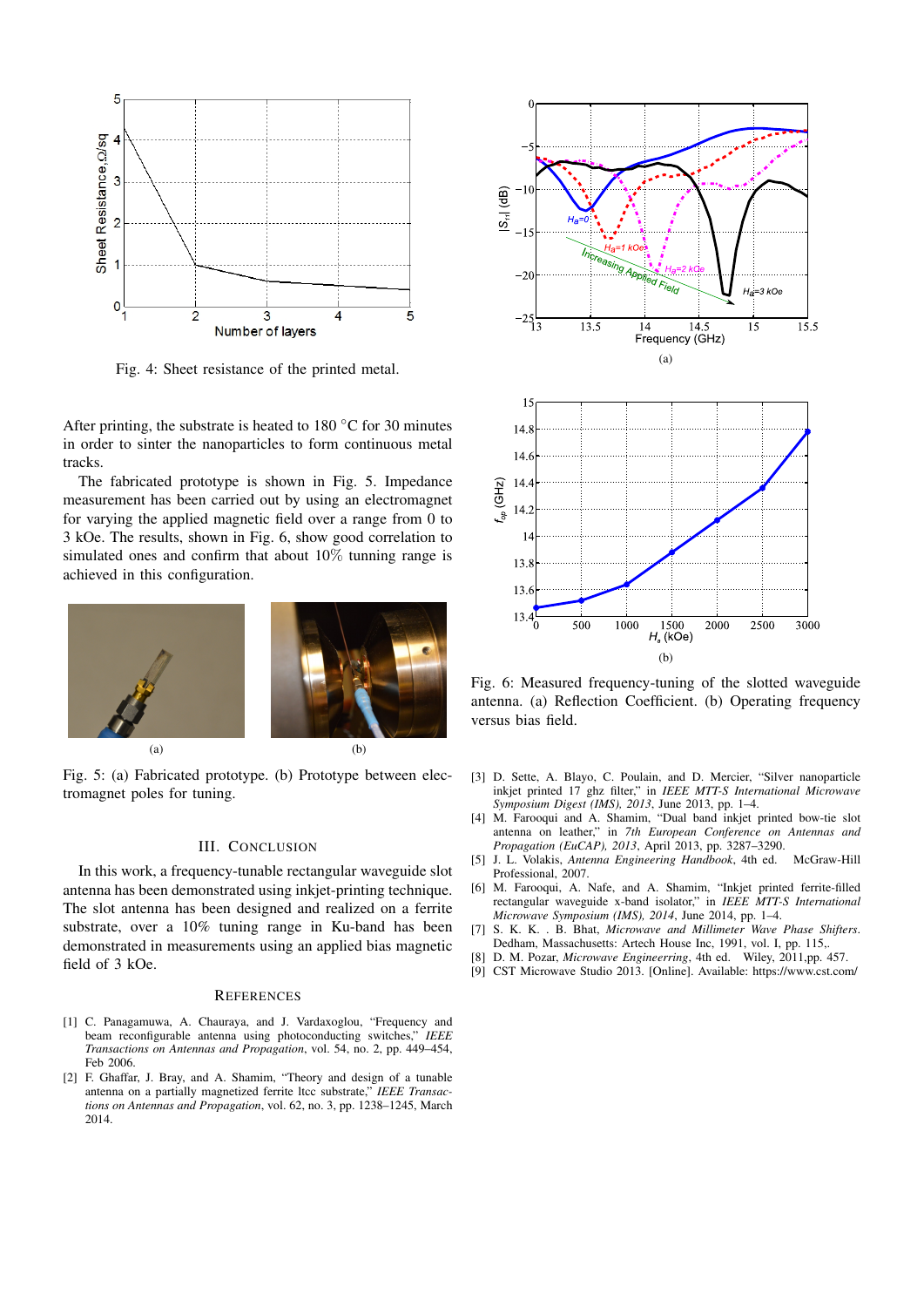5
4
3
2
1
0
Sheet Resistance,Ω/sq
1
2
3
4
5
Number of layers

Fig. 4: Sheet resistance of the printed metal.

After printing, the substrate is heated to 180 °C for 30 minutes in order to sinter the nanoparticles to form continuous metal tracks.

The fabricated prototype is shown in Fig. 5. Impedance measurement has been carried out by using an electromagnet for varying the applied magnetic field over a range from 0 to 3 kOe. The results, shown in Fig. 6, show good correlation to simulated ones and confirm that about 10% tunning range is achieved in this configuration.

(a)

(b)

Fig. 5: (a) Fabricated prototype. (b) Prototype between electromagnet poles for tuning.

## III. Conclusion

In this work, a frequency-tunable rectangular waveguide slot antenna has been demonstrated using inkjet-printing technique. The slot antenna has been designed and realized on a ferrite substrate, over a 10% tuning range in Ku-band has been demonstrated in measurements using an applied bias magnetic field of 3 kOe.

0
−5
−10
−15
−20
−25
$|S_{11}|$ (dB)
13
13.5
14
14.5
15
15.5
Frequency (GHz)
$H_a$=0
$H_a$=1 kOe
$H_a$=2 kOe
$H_a$=3 kOe
Increasing Applied Field

(a)

15
14.8
14.6
14.4
14.2
14
13.8
13.6
13.4
$f_{op}$ (GHz)
0
500
1000
1500
2000
2500
3000
$H_a$ (kOe)

(b)

Fig. 6: Measured frequency-tuning of the slotted waveguide antenna. (a) Reflection Coefficient. (b) Operating frequency versus bias field.

## References

[1] C. Panagamuwa, A. Chauraya, and J. Vardaxoglou, "Frequency and beam reconfigurable antenna using photoconducting switches," *IEEE Transactions on Antennas and Propagation*, vol. 54, no. 2, pp. 449–454, Feb 2006.

[2] F. Ghaffar, J. Bray, and A. Shamim, "Theory and design of a tunable antenna on a partially magnetized ferrite ltcc substrate," *IEEE Transactions on Antennas and Propagation*, vol. 62, no. 3, pp. 1238–1245, March 2014.

[3] D. Sette, A. Blayo, C. Poulain, and D. Mercier, "Silver nanoparticle inkjet printed 17 ghz filter," in *IEEE MTT-S International Microwave Symposium Digest (IMS), 2013*, June 2013, pp. 1–4.

[4] M. Farooqui and A. Shamim, "Dual band inkjet printed bow-tie slot antenna on leather," in *7th European Conference on Antennas and Propagation (EuCAP), 2013*, April 2013, pp. 3287–3290.

[5] J. L. Volakis, *Antenna Engineering Handbook*, 4th ed. McGraw-Hill Professional, 2007.

[6] M. Farooqui, A. Nafe, and A. Shamim, "Inkjet printed ferrite-filled rectangular waveguide x-band isolator," in *IEEE MTT-S International Microwave Symposium (IMS), 2014*, June 2014, pp. 1–4.

[7] S. K. K. . B. Bhat, *Microwave and Millimeter Wave Phase Shifters*. Dedham, Massachusetts: Artech House Inc, 1991, vol. I, pp. 115,.

[8] D. M. Pozar, *Microwave Engineerring*, 4th ed. Wiley, 2011,pp. 457.

[9] CST Microwave Studio 2013. [Online]. Available: https://www.cst.com/